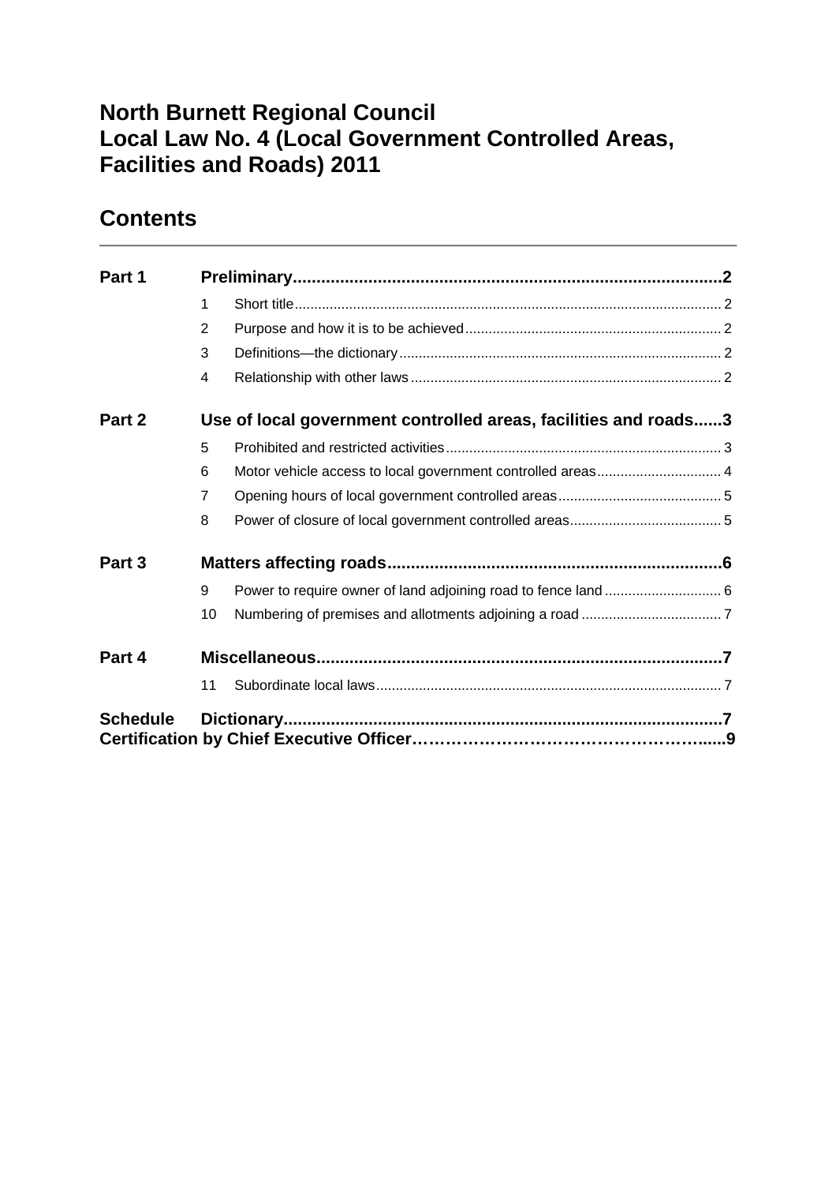# North Burnett Regional Council
# Local Law No. 4 (Local Government Controlled Areas, Facilities and Roads) 2011

## Contents

| | | | |
|---|---|---|---|
| **Part 1** | **Preliminary** | | **2** |
| | 1 | Short title | 2 |
| | 2 | Purpose and how it is to be achieved | 2 |
| | 3 | Definitions—the dictionary | 2 |
| | 4 | Relationship with other laws | 2 |
| **Part 2** | **Use of local government controlled areas, facilities and roads** | | **3** |
| | 5 | Prohibited and restricted activities | 3 |
| | 6 | Motor vehicle access to local government controlled areas | 4 |
| | 7 | Opening hours of local government controlled areas | 5 |
| | 8 | Power of closure of local government controlled areas | 5 |
| **Part 3** | **Matters affecting roads** | | **6** |
| | 9 | Power to require owner of land adjoining road to fence land | 6 |
| | 10 | Numbering of premises and allotments adjoining a road | 7 |
| **Part 4** | **Miscellaneous** | | **7** |
| | 11 | Subordinate local laws | 7 |
| **Schedule** | **Dictionary** | | **7** |
| **Certification by Chief Executive Officer** | | | **9** |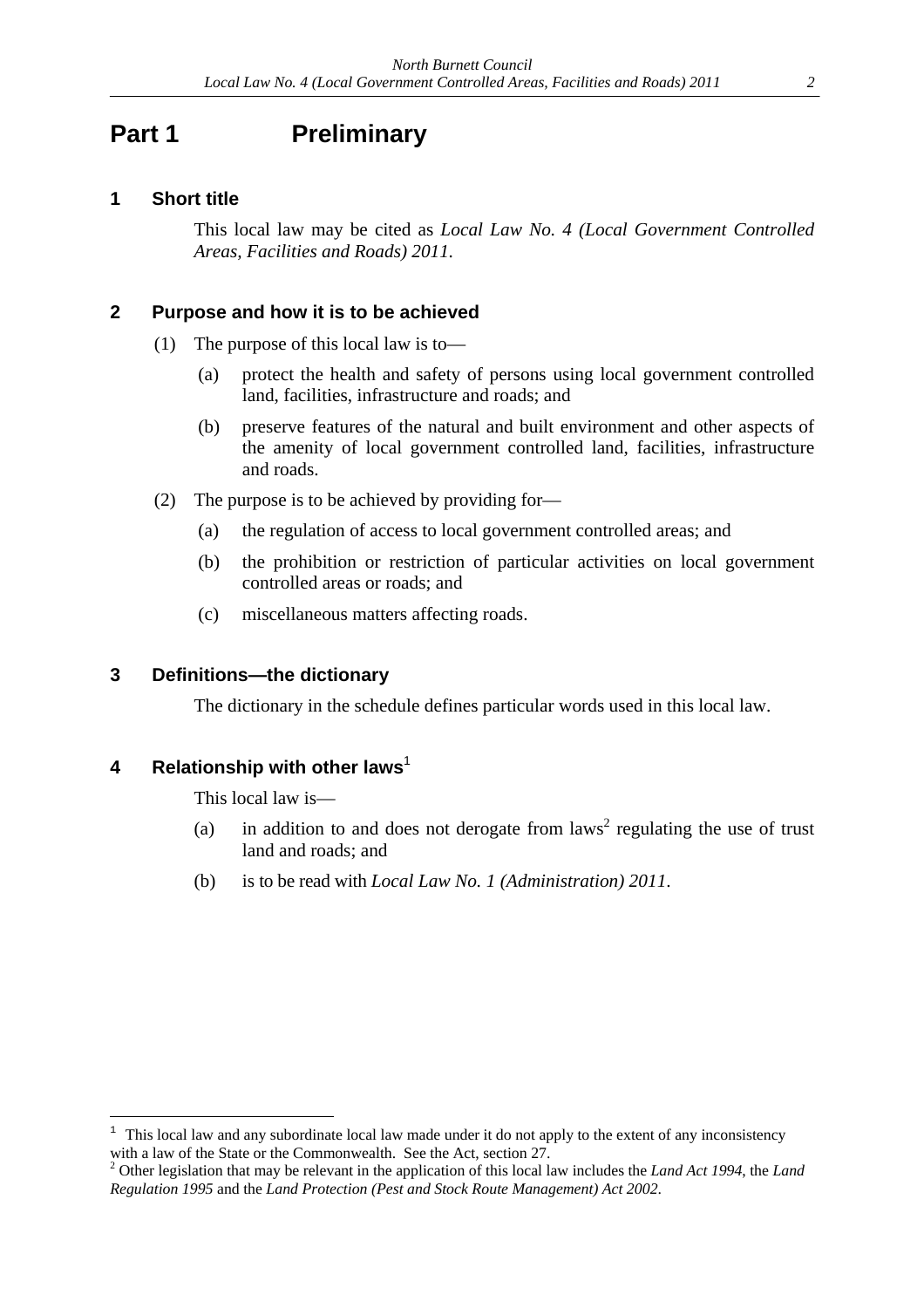# Part 1 Preliminary

## 1 Short title

This local law may be cited as *Local Law No. 4 (Local Government Controlled Areas, Facilities and Roads) 2011.*

## 2 Purpose and how it is to be achieved

(1) The purpose of this local law is to—

(a) protect the health and safety of persons using local government controlled land, facilities, infrastructure and roads; and

(b) preserve features of the natural and built environment and other aspects of the amenity of local government controlled land, facilities, infrastructure and roads.

(2) The purpose is to be achieved by providing for—

(a) the regulation of access to local government controlled areas; and

(b) the prohibition or restriction of particular activities on local government controlled areas or roads; and

(c) miscellaneous matters affecting roads.

## 3 Definitions—the dictionary

The dictionary in the schedule defines particular words used in this local law.

## 4 Relationship with other laws[1]

This local law is—

(a) in addition to and does not derogate from laws[2] regulating the use of trust land and roads; and

(b) is to be read with *Local Law No. 1 (Administration) 2011*.

---

[1] This local law and any subordinate local law made under it do not apply to the extent of any inconsistency with a law of the State or the Commonwealth. See the Act, section 27.

[2] Other legislation that may be relevant in the application of this local law includes the *Land Act 1994*, the *Land Regulation 1995* and the *Land Protection (Pest and Stock Route Management) Act 2002*.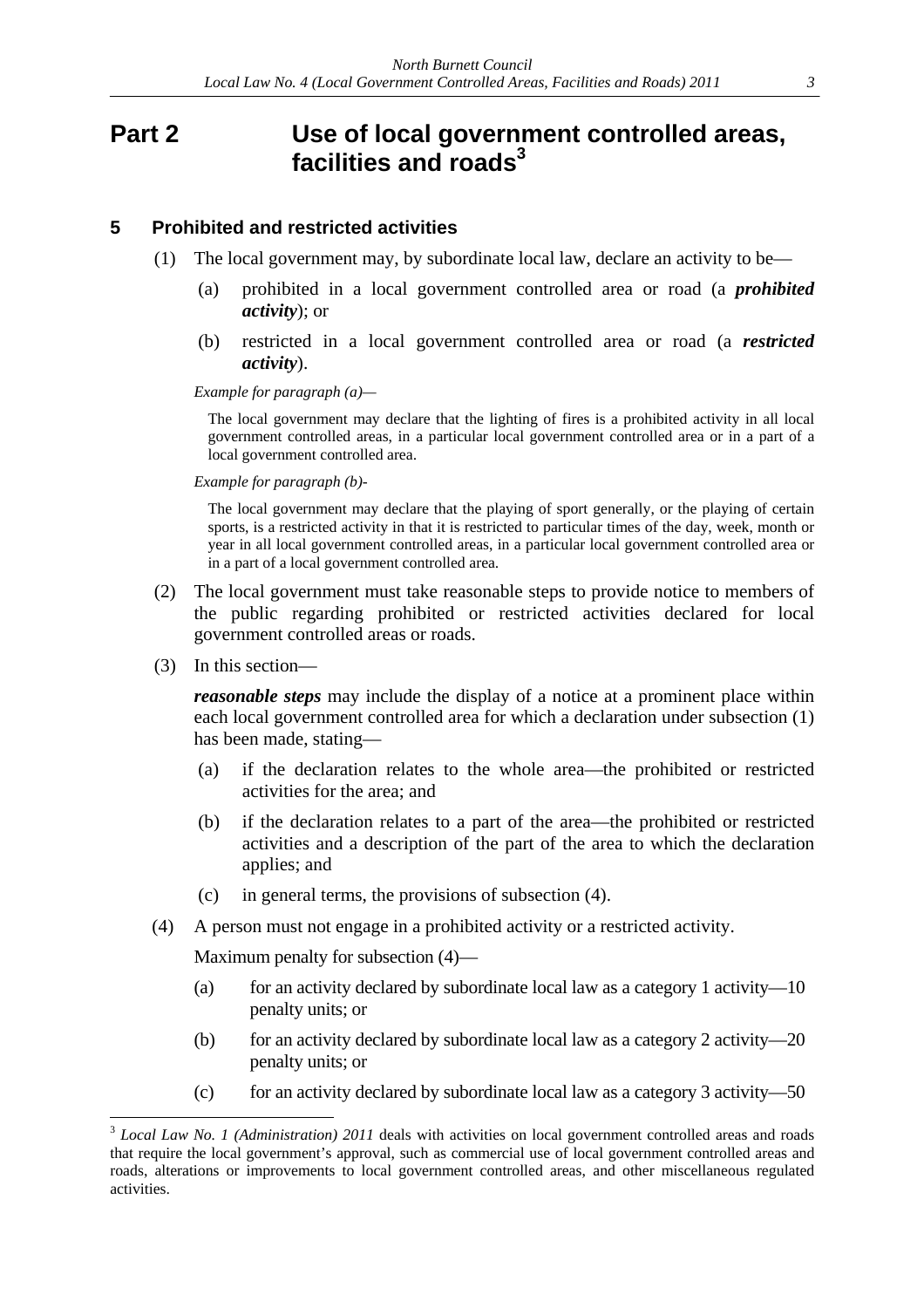# Part 2 Use of local government controlled areas, facilities and roads[3]

## 5 Prohibited and restricted activities

(1) The local government may, by subordinate local law, declare an activity to be—

(a) prohibited in a local government controlled area or road (a ***prohibited activity***); or

(b) restricted in a local government controlled area or road (a ***restricted activity***).

*Example for paragraph (a)—*

The local government may declare that the lighting of fires is a prohibited activity in all local government controlled areas, in a particular local government controlled area or in a part of a local government controlled area.

*Example for paragraph (b)-*

The local government may declare that the playing of sport generally, or the playing of certain sports, is a restricted activity in that it is restricted to particular times of the day, week, month or year in all local government controlled areas, in a particular local government controlled area or in a part of a local government controlled area.

(2) The local government must take reasonable steps to provide notice to members of the public regarding prohibited or restricted activities declared for local government controlled areas or roads.

(3) In this section—

***reasonable steps*** may include the display of a notice at a prominent place within each local government controlled area for which a declaration under subsection (1) has been made, stating—

(a) if the declaration relates to the whole area—the prohibited or restricted activities for the area; and

(b) if the declaration relates to a part of the area—the prohibited or restricted activities and a description of the part of the area to which the declaration applies; and

(c) in general terms, the provisions of subsection (4).

(4) A person must not engage in a prohibited activity or a restricted activity.

Maximum penalty for subsection (4)—

(a) for an activity declared by subordinate local law as a category 1 activity—10 penalty units; or

(b) for an activity declared by subordinate local law as a category 2 activity—20 penalty units; or

(c) for an activity declared by subordinate local law as a category 3 activity—50

---

[3] *Local Law No. 1 (Administration) 2011* deals with activities on local government controlled areas and roads that require the local government's approval, such as commercial use of local government controlled areas and roads, alterations or improvements to local government controlled areas, and other miscellaneous regulated activities.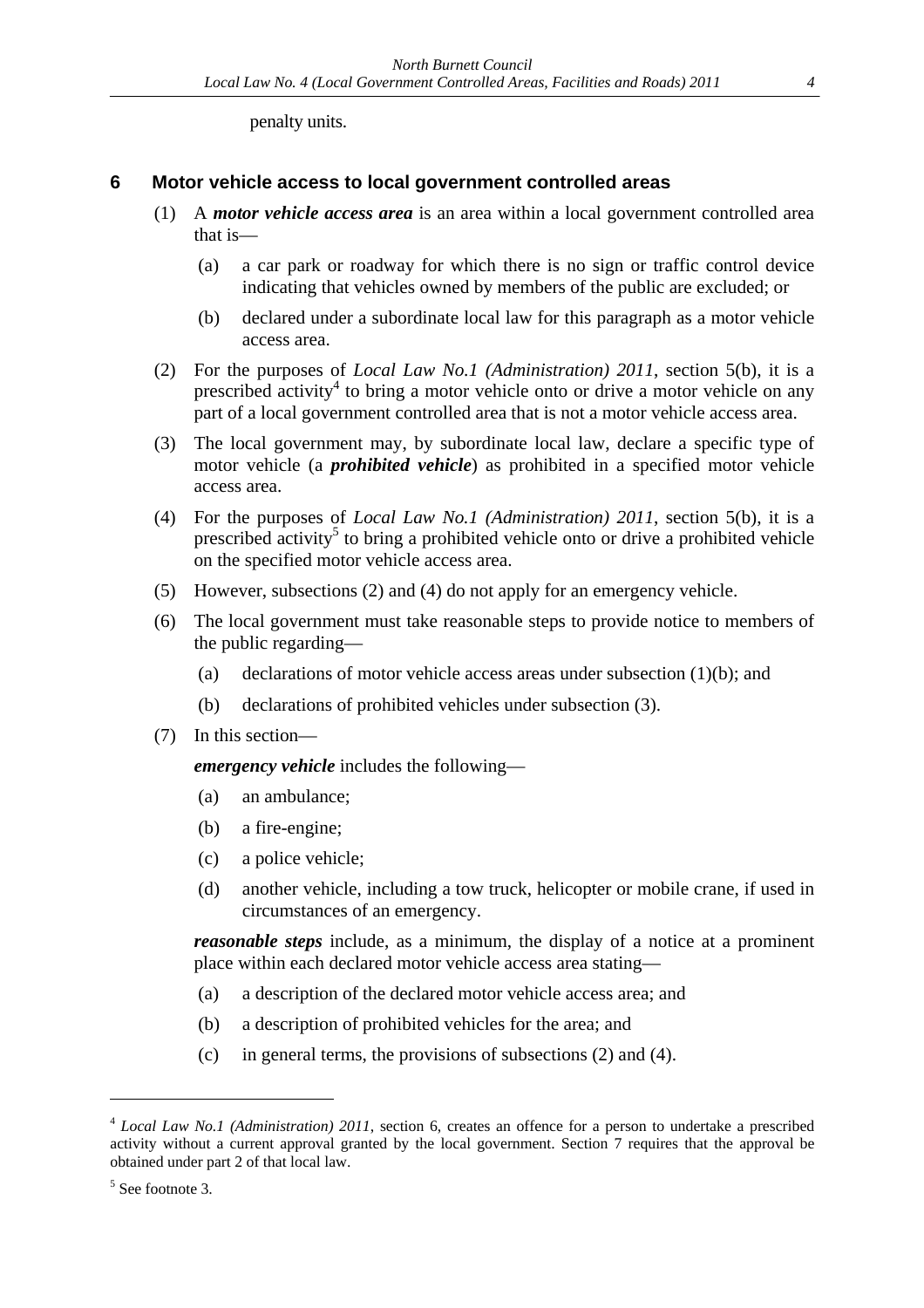penalty units.

## 6 Motor vehicle access to local government controlled areas

(1) A ***motor vehicle access area*** is an area within a local government controlled area that is—

(a) a car park or roadway for which there is no sign or traffic control device indicating that vehicles owned by members of the public are excluded; or

(b) declared under a subordinate local law for this paragraph as a motor vehicle access area.

(2) For the purposes of *Local Law No.1 (Administration) 2011*, section 5(b), it is a prescribed activity[4] to bring a motor vehicle onto or drive a motor vehicle on any part of a local government controlled area that is not a motor vehicle access area.

(3) The local government may, by subordinate local law, declare a specific type of motor vehicle (a ***prohibited vehicle***) as prohibited in a specified motor vehicle access area.

(4) For the purposes of *Local Law No.1 (Administration) 2011*, section 5(b), it is a prescribed activity[5] to bring a prohibited vehicle onto or drive a prohibited vehicle on the specified motor vehicle access area.

(5) However, subsections (2) and (4) do not apply for an emergency vehicle.

(6) The local government must take reasonable steps to provide notice to members of the public regarding—

(a) declarations of motor vehicle access areas under subsection (1)(b); and

(b) declarations of prohibited vehicles under subsection (3).

(7) In this section—

***emergency vehicle*** includes the following—

(a) an ambulance;

(b) a fire-engine;

(c) a police vehicle;

(d) another vehicle, including a tow truck, helicopter or mobile crane, if used in circumstances of an emergency.

***reasonable steps*** include, as a minimum, the display of a notice at a prominent place within each declared motor vehicle access area stating—

(a) a description of the declared motor vehicle access area; and

(b) a description of prohibited vehicles for the area; and

(c) in general terms, the provisions of subsections (2) and (4).

---

[4] *Local Law No.1 (Administration) 2011*, section 6, creates an offence for a person to undertake a prescribed activity without a current approval granted by the local government. Section 7 requires that the approval be obtained under part 2 of that local law.

[5] See footnote 3.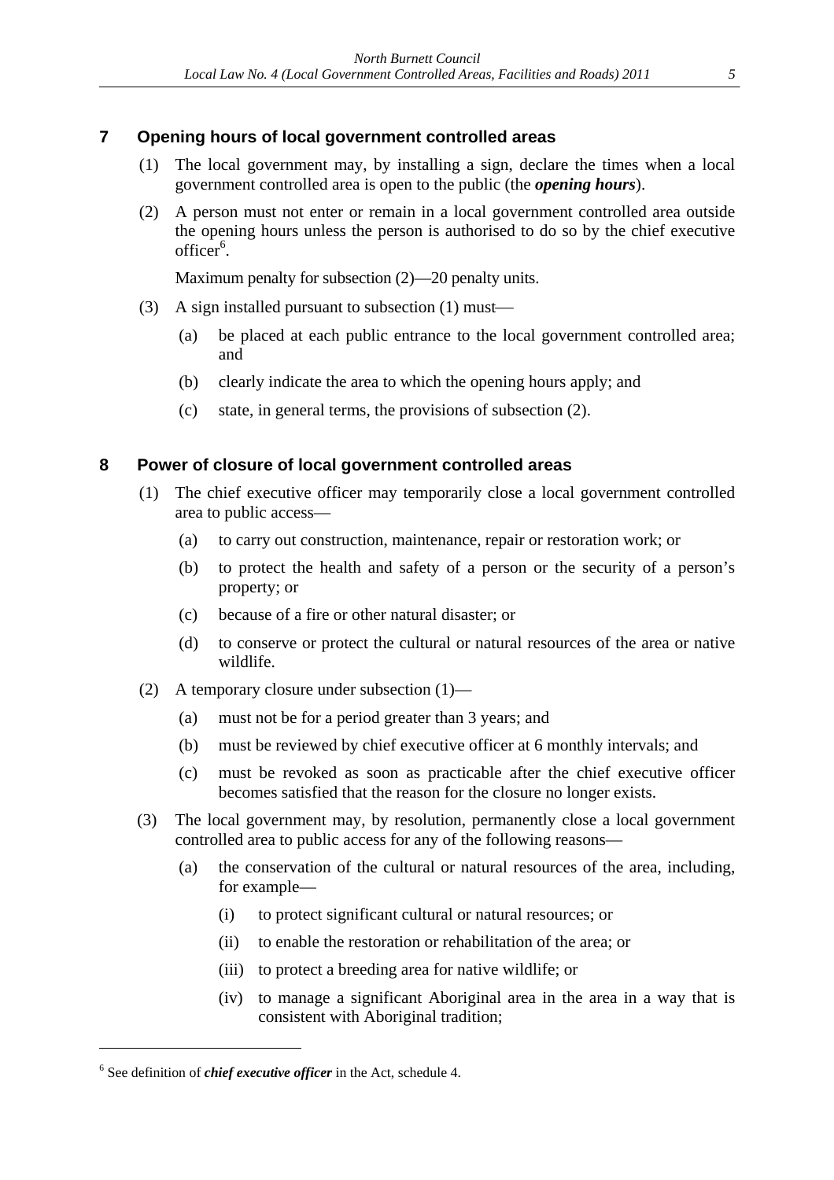## 7 Opening hours of local government controlled areas

(1) The local government may, by installing a sign, declare the times when a local government controlled area is open to the public (the ***opening hours***).

(2) A person must not enter or remain in a local government controlled area outside the opening hours unless the person is authorised to do so by the chief executive officer[6].

Maximum penalty for subsection (2)—20 penalty units.

(3) A sign installed pursuant to subsection (1) must—

(a) be placed at each public entrance to the local government controlled area; and

(b) clearly indicate the area to which the opening hours apply; and

(c) state, in general terms, the provisions of subsection (2).

## 8 Power of closure of local government controlled areas

(1) The chief executive officer may temporarily close a local government controlled area to public access—

(a) to carry out construction, maintenance, repair or restoration work; or

(b) to protect the health and safety of a person or the security of a person's property; or

(c) because of a fire or other natural disaster; or

(d) to conserve or protect the cultural or natural resources of the area or native wildlife.

(2) A temporary closure under subsection (1)—

(a) must not be for a period greater than 3 years; and

(b) must be reviewed by chief executive officer at 6 monthly intervals; and

(c) must be revoked as soon as practicable after the chief executive officer becomes satisfied that the reason for the closure no longer exists.

(3) The local government may, by resolution, permanently close a local government controlled area to public access for any of the following reasons—

(a) the conservation of the cultural or natural resources of the area, including, for example—

(i) to protect significant cultural or natural resources; or

(ii) to enable the restoration or rehabilitation of the area; or

(iii) to protect a breeding area for native wildlife; or

(iv) to manage a significant Aboriginal area in the area in a way that is consistent with Aboriginal tradition;

---

[6] See definition of ***chief executive officer*** in the Act, schedule 4.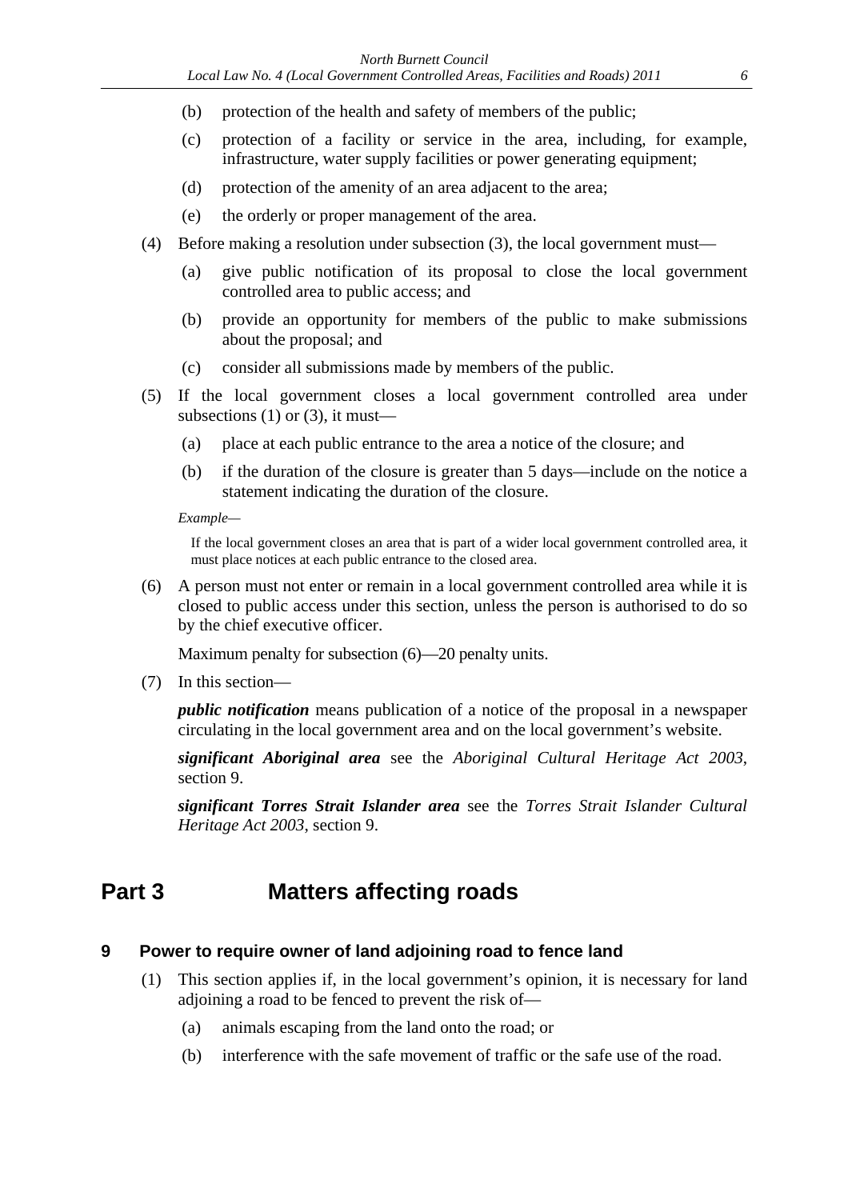(b) protection of the health and safety of members of the public;

(c) protection of a facility or service in the area, including, for example, infrastructure, water supply facilities or power generating equipment;

(d) protection of the amenity of an area adjacent to the area;

(e) the orderly or proper management of the area.

(4) Before making a resolution under subsection (3), the local government must—

(a) give public notification of its proposal to close the local government controlled area to public access; and

(b) provide an opportunity for members of the public to make submissions about the proposal; and

(c) consider all submissions made by members of the public.

(5) If the local government closes a local government controlled area under subsections (1) or (3), it must—

(a) place at each public entrance to the area a notice of the closure; and

(b) if the duration of the closure is greater than 5 days—include on the notice a statement indicating the duration of the closure.

*Example—*

If the local government closes an area that is part of a wider local government controlled area, it must place notices at each public entrance to the closed area.

(6) A person must not enter or remain in a local government controlled area while it is closed to public access under this section, unless the person is authorised to do so by the chief executive officer.

Maximum penalty for subsection (6)—20 penalty units.

(7) In this section—

***public notification*** means publication of a notice of the proposal in a newspaper circulating in the local government area and on the local government's website.

***significant Aboriginal area*** see the *Aboriginal Cultural Heritage Act 2003*, section 9.

***significant Torres Strait Islander area*** see the *Torres Strait Islander Cultural Heritage Act 2003*, section 9.

## Part 3 Matters affecting roads

### 9 Power to require owner of land adjoining road to fence land

(1) This section applies if, in the local government's opinion, it is necessary for land adjoining a road to be fenced to prevent the risk of—

(a) animals escaping from the land onto the road; or

(b) interference with the safe movement of traffic or the safe use of the road.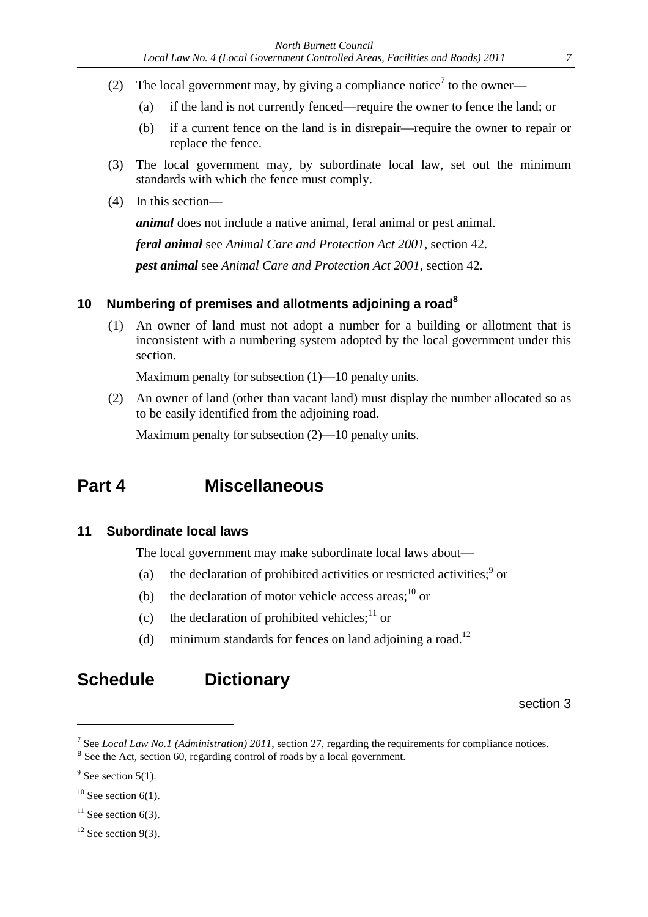(2) The local government may, by giving a compliance notice[7] to the owner—

(a) if the land is not currently fenced—require the owner to fence the land; or

(b) if a current fence on the land is in disrepair—require the owner to repair or replace the fence.

(3) The local government may, by subordinate local law, set out the minimum standards with which the fence must comply.

(4) In this section—

***animal*** does not include a native animal, feral animal or pest animal.

***feral animal*** see *Animal Care and Protection Act 2001*, section 42.

***pest animal*** see *Animal Care and Protection Act 2001*, section 42.

### 10 Numbering of premises and allotments adjoining a road[8]

(1) An owner of land must not adopt a number for a building or allotment that is inconsistent with a numbering system adopted by the local government under this section.

Maximum penalty for subsection (1)—10 penalty units.

(2) An owner of land (other than vacant land) must display the number allocated so as to be easily identified from the adjoining road.

Maximum penalty for subsection (2)—10 penalty units.

## Part 4 Miscellaneous

### 11 Subordinate local laws

The local government may make subordinate local laws about—

(a) the declaration of prohibited activities or restricted activities;[9] or

(b) the declaration of motor vehicle access areas;[10] or

(c) the declaration of prohibited vehicles;[11] or

(d) minimum standards for fences on land adjoining a road.[12]

## Schedule Dictionary

section 3

---

[7] See *Local Law No.1 (Administration) 2011*, section 27, regarding the requirements for compliance notices.

[8] See the Act, section 60, regarding control of roads by a local government.

[9] See section 5(1).

[10] See section 6(1).

[11] See section 6(3).

[12] See section 9(3).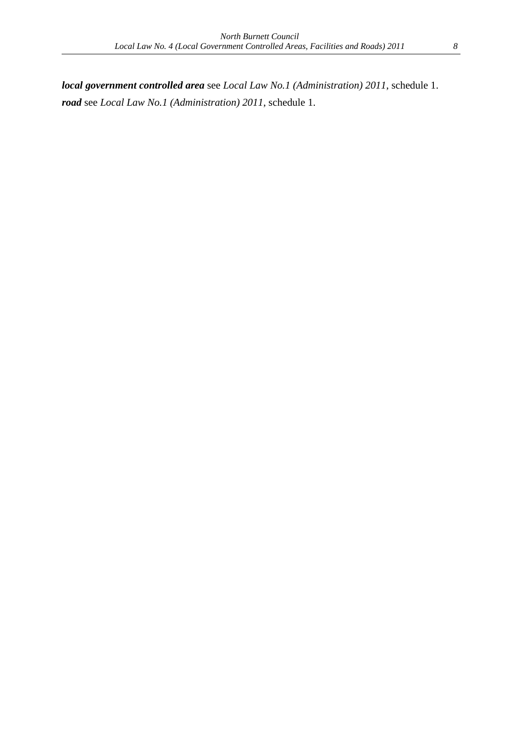***local government controlled area*** see *Local Law No.1 (Administration) 2011*, schedule 1.

***road*** see *Local Law No.1 (Administration) 2011*, schedule 1.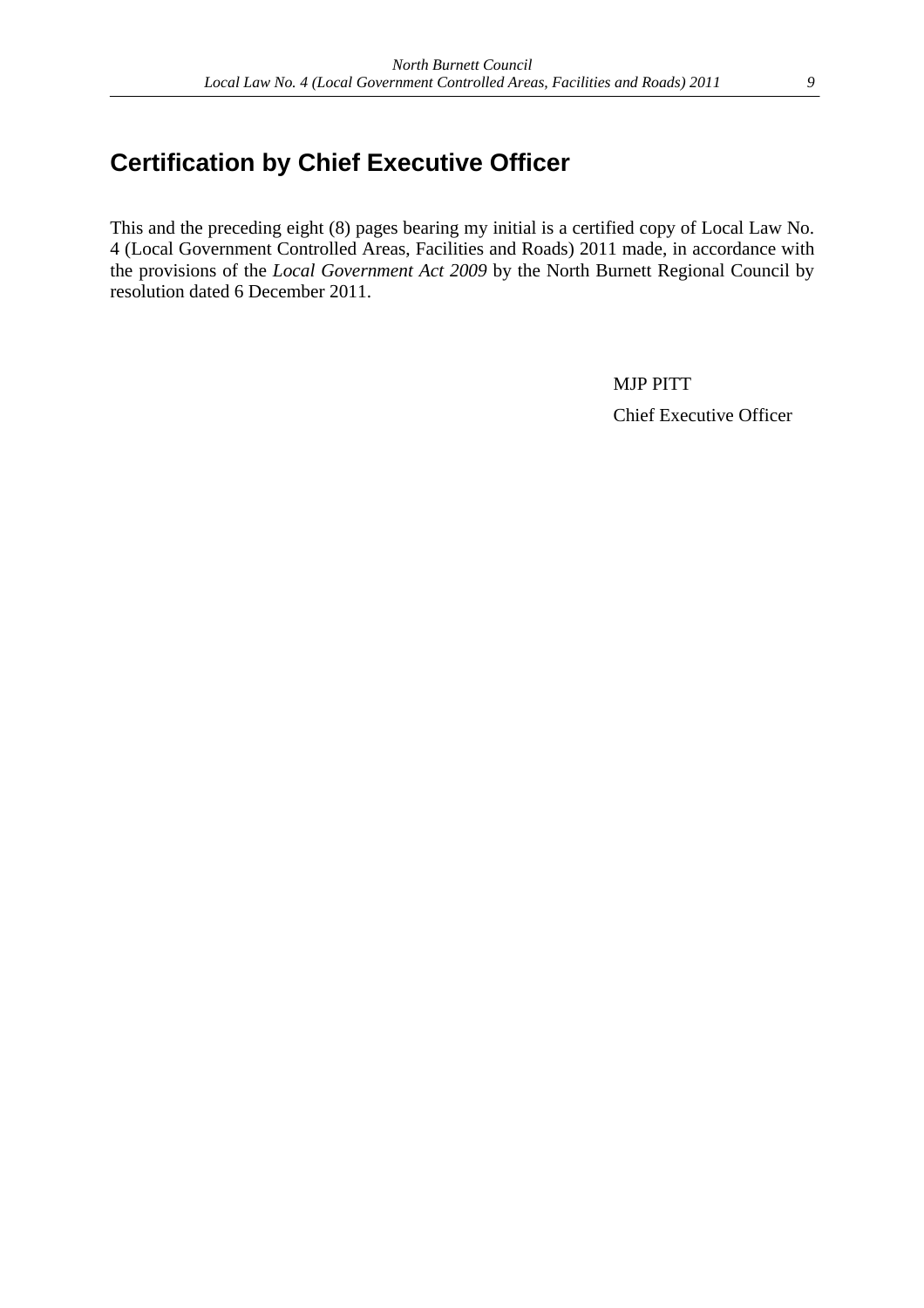# Certification by Chief Executive Officer

This and the preceding eight (8) pages bearing my initial is a certified copy of Local Law No. 4 (Local Government Controlled Areas, Facilities and Roads) 2011 made, in accordance with the provisions of the *Local Government Act 2009* by the North Burnett Regional Council by resolution dated 6 December 2011.

MJP PITT

Chief Executive Officer